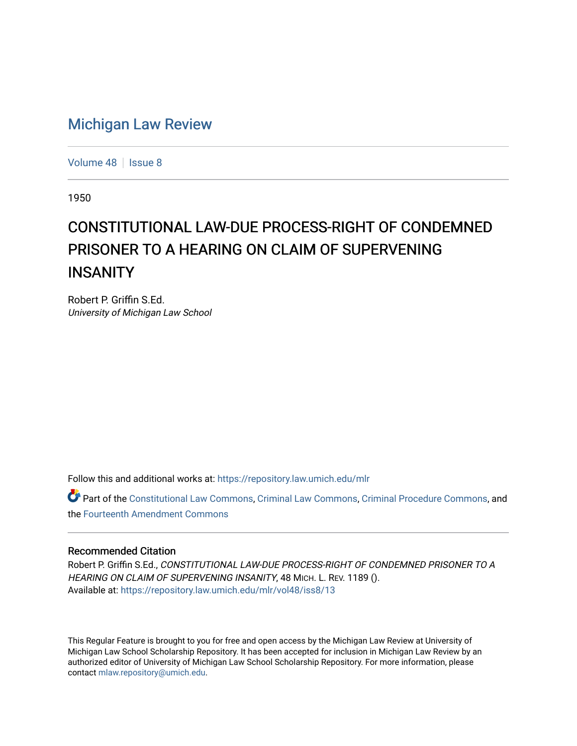# Michigan Law Review

Volume 48 | Issue 8

1950

## CONSTITUTIONAL LAW-DUE PROCESS-RIGHT OF CONDEMNED PRISONER TO A HEARING ON CLAIM OF SUPERVENING INSANITY

Robert P. Griffin S.Ed.
*University of Michigan Law School*

Follow this and additional works at: https://repository.law.umich.edu/mlr

Part of the Constitutional Law Commons, Criminal Law Commons, Criminal Procedure Commons, and the Fourteenth Amendment Commons

### Recommended Citation

Robert P. Griffin S.Ed., *CONSTITUTIONAL LAW-DUE PROCESS-RIGHT OF CONDEMNED PRISONER TO A HEARING ON CLAIM OF SUPERVENING INSANITY*, 48 MICH. L. REV. 1189 ().
Available at: https://repository.law.umich.edu/mlr/vol48/iss8/13

This Regular Feature is brought to you for free and open access by the Michigan Law Review at University of Michigan Law School Scholarship Repository. It has been accepted for inclusion in Michigan Law Review by an authorized editor of University of Michigan Law School Scholarship Repository. For more information, please contact mlaw.repository@umich.edu.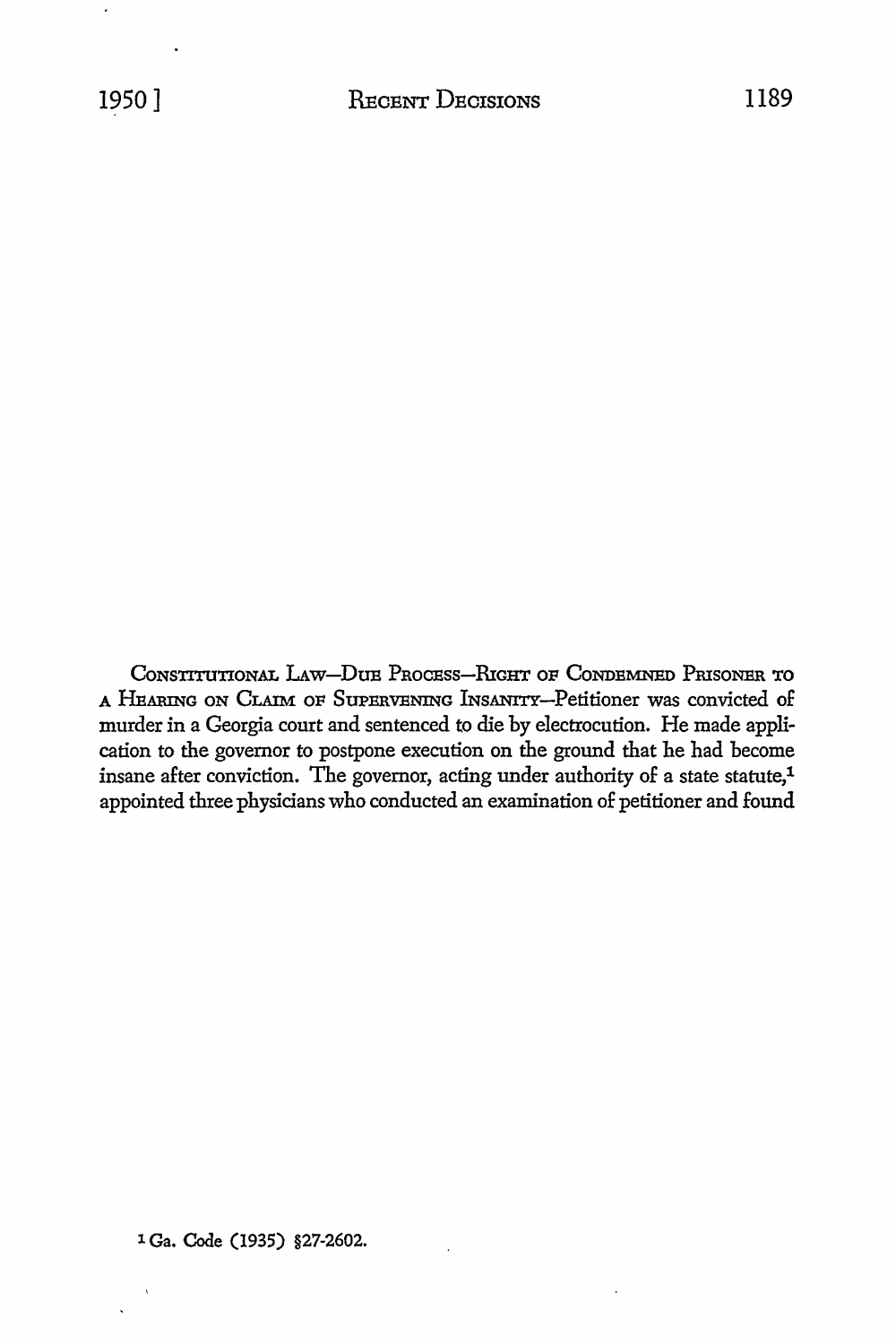CONSTITUTIONAL LAW—DUE PROCESS—RIGHT OF CONDEMNED PRISONER TO A HEARING ON CLAIM OF SUPERVENING INSANITY—Petitioner was convicted of murder in a Georgia court and sentenced to die by electrocution. He made application to the governor to postpone execution on the ground that he had become insane after conviction. The governor, acting under authority of a state statute,[1] appointed three physicians who conducted an examination of petitioner and found

[1] Ga. Code (1935) §27-2602.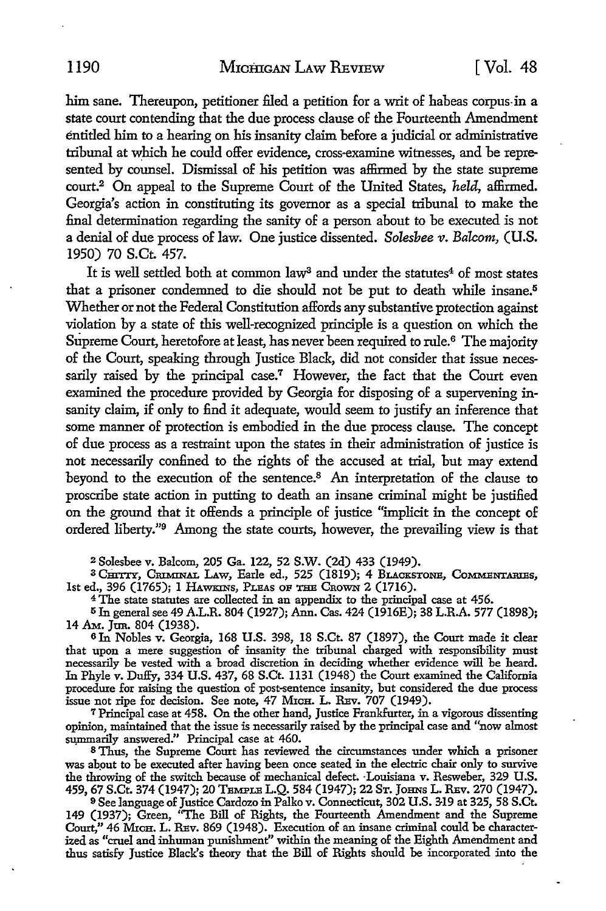him sane. Thereupon, petitioner filed a petition for a writ of habeas corpus in a state court contending that the due process clause of the Fourteenth Amendment entitled him to a hearing on his insanity claim before a judicial or administrative tribunal at which he could offer evidence, cross-examine witnesses, and be represented by counsel. Dismissal of his petition was affirmed by the state supreme court.[2] On appeal to the Supreme Court of the United States, *held*, affirmed. Georgia's action in constituting its governor as a special tribunal to make the final determination regarding the sanity of a person about to be executed is not a denial of due process of law. One justice dissented. *Solesbee v. Balcom*, (U.S. 1950) 70 S.Ct. 457.

It is well settled both at common law[3] and under the statutes[4] of most states that a prisoner condemned to die should not be put to death while insane.[5] Whether or not the Federal Constitution affords any substantive protection against violation by a state of this well-recognized principle is a question on which the Supreme Court, heretofore at least, has never been required to rule.[6] The majority of the Court, speaking through Justice Black, did not consider that issue necessarily raised by the principal case.[7] However, the fact that the Court even examined the procedure provided by Georgia for disposing of a supervening insanity claim, if only to find it adequate, would seem to justify an inference that some manner of protection is embodied in the due process clause. The concept of due process as a restraint upon the states in their administration of justice is not necessarily confined to the rights of the accused at trial, but may extend beyond to the execution of the sentence.[8] An interpretation of the clause to proscribe state action in putting to death an insane criminal might be justified on the ground that it offends a principle of justice "implicit in the concept of ordered liberty."[9] Among the state courts, however, the prevailing view is that

[2] Solesbee v. Balcom, 205 Ga. 122, 52 S.W. (2d) 433 (1949).

[3] CHITTY, CRIMINAL LAW, Earle ed., 525 (1819); 4 BLACKSTONE, COMMENTARIES, 1st ed., 396 (1765); 1 HAWKINS, PLEAS OF THE CROWN 2 (1716).

[4] The state statutes are collected in an appendix to the principal case at 456.

[5] In general see 49 A.L.R. 804 (1927); Ann. Cas. 424 (1916E); 38 L.R.A. 577 (1898); 14 AM. JUR. 804 (1938).

[6] In Nobles v. Georgia, 168 U.S. 398, 18 S.Ct. 87 (1897), the Court made it clear that upon a mere suggestion of insanity the tribunal charged with responsibility must necessarily be vested with a broad discretion in deciding whether evidence will be heard. In Phyle v. Duffy, 334 U.S. 437, 68 S.Ct. 1131 (1948) the Court examined the California procedure for raising the question of post-sentence insanity, but considered the due process issue not ripe for decision. See note, 47 MICH. L. REV. 707 (1949).

[7] Principal case at 458. On the other hand, Justice Frankfurter, in a vigorous dissenting opinion, maintained that the issue is necessarily raised by the principal case and "now almost summarily answered." Principal case at 460.

[8] Thus, the Supreme Court has reviewed the circumstances under which a prisoner was about to be executed after having been once seated in the electric chair only to survive the throwing of the switch because of mechanical defect. Louisiana v. Resweber, 329 U.S. 459, 67 S.Ct. 374 (1947); 20 TEMPLE L.Q. 584 (1947); 22 ST. JOHNS L. REV. 270 (1947).

[9] See language of Justice Cardozo in Palko v. Connecticut, 302 U.S. 319 at 325, 58 S.Ct. 149 (1937); Green, "The Bill of Rights, the Fourteenth Amendment and the Supreme Court," 46 MICH. L. REV. 869 (1948). Execution of an insane criminal could be characterized as "cruel and inhuman punishment" within the meaning of the Eighth Amendment and thus satisfy Justice Black's theory that the Bill of Rights should be incorporated into the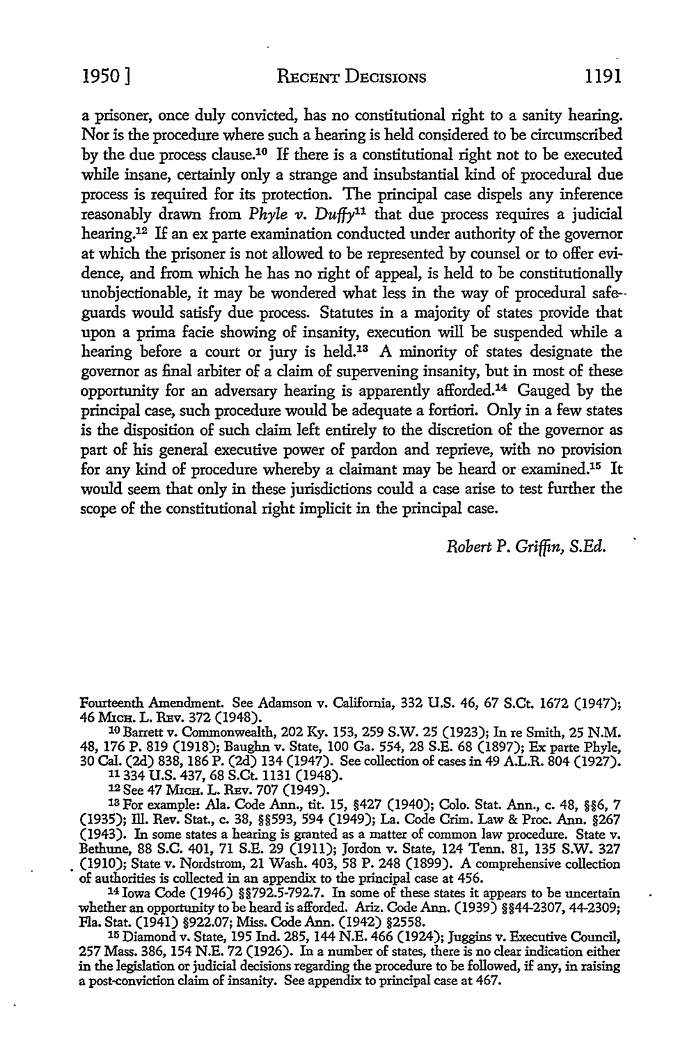a prisoner, once duly convicted, has no constitutional right to a sanity hearing. Nor is the procedure where such a hearing is held considered to be circumscribed by the due process clause.[10] If there is a constitutional right not to be executed while insane, certainly only a strange and insubstantial kind of procedural due process is required for its protection. The principal case dispels any inference reasonably drawn from *Phyle v. Duffy*[11] that due process requires a judicial hearing.[12] If an ex parte examination conducted under authority of the governor at which the prisoner is not allowed to be represented by counsel or to offer evidence, and from which he has no right of appeal, is held to be constitutionally unobjectionable, it may be wondered what less in the way of procedural safeguards would satisfy due process. Statutes in a majority of states provide that upon a prima facie showing of insanity, execution will be suspended while a hearing before a court or jury is held.[13] A minority of states designate the governor as final arbiter of a claim of supervening insanity, but in most of these opportunity for an adversary hearing is apparently afforded.[14] Gauged by the principal case, such procedure would be adequate a fortiori. Only in a few states is the disposition of such claim left entirely to the discretion of the governor as part of his general executive power of pardon and reprieve, with no provision for any kind of procedure whereby a claimant may be heard or examined.[15] It would seem that only in these jurisdictions could a case arise to test further the scope of the constitutional right implicit in the principal case.

*Robert P. Griffin, S.Ed.*

---

Fourteenth Amendment. See Adamson v. California, 332 U.S. 46, 67 S.Ct. 1672 (1947); 46 MICH. L. REV. 372 (1948).

[10] Barrett v. Commonwealth, 202 Ky. 153, 259 S.W. 25 (1923); In re Smith, 25 N.M. 48, 176 P. 819 (1918); Baughn v. State, 100 Ga. 554, 28 S.E. 68 (1897); Ex parte Phyle, 30 Cal. (2d) 838, 186 P. (2d) 134 (1947). See collection of cases in 49 A.L.R. 804 (1927).

[11] 334 U.S. 437, 68 S.Ct. 1131 (1948).

[12] See 47 MICH. L. REV. 707 (1949).

[13] For example: Ala. Code Ann., tit. 15, §427 (1940); Colo. Stat. Ann., c. 48, §§6, 7 (1935); Ill. Rev. Stat., c. 38, §§593, 594 (1949); La. Code Crim. Law & Proc. Ann. §267 (1943). In some states a hearing is granted as a matter of common law procedure. State v. Bethune, 88 S.C. 401, 71 S.E. 29 (1911); Jordon v. State, 124 Tenn. 81, 135 S.W. 327 (1910); State v. Nordstrom, 21 Wash. 403, 58 P. 248 (1899). A comprehensive collection of authorities is collected in an appendix to the principal case at 456.

[14] Iowa Code (1946) §§792.5-792.7. In some of these states it appears to be uncertain whether an opportunity to be heard is afforded. Ariz. Code Ann. (1939) §§44-2307, 44-2309; Fla. Stat. (1941) §922.07; Miss. Code Ann. (1942) §2558.

[15] Diamond v. State, 195 Ind. 285, 144 N.E. 466 (1924); Juggins v. Executive Council, 257 Mass. 386, 154 N.E. 72 (1926). In a number of states, there is no clear indication either in the legislation or judicial decisions regarding the procedure to be followed, if any, in raising a post-conviction claim of insanity. See appendix to principal case at 467.